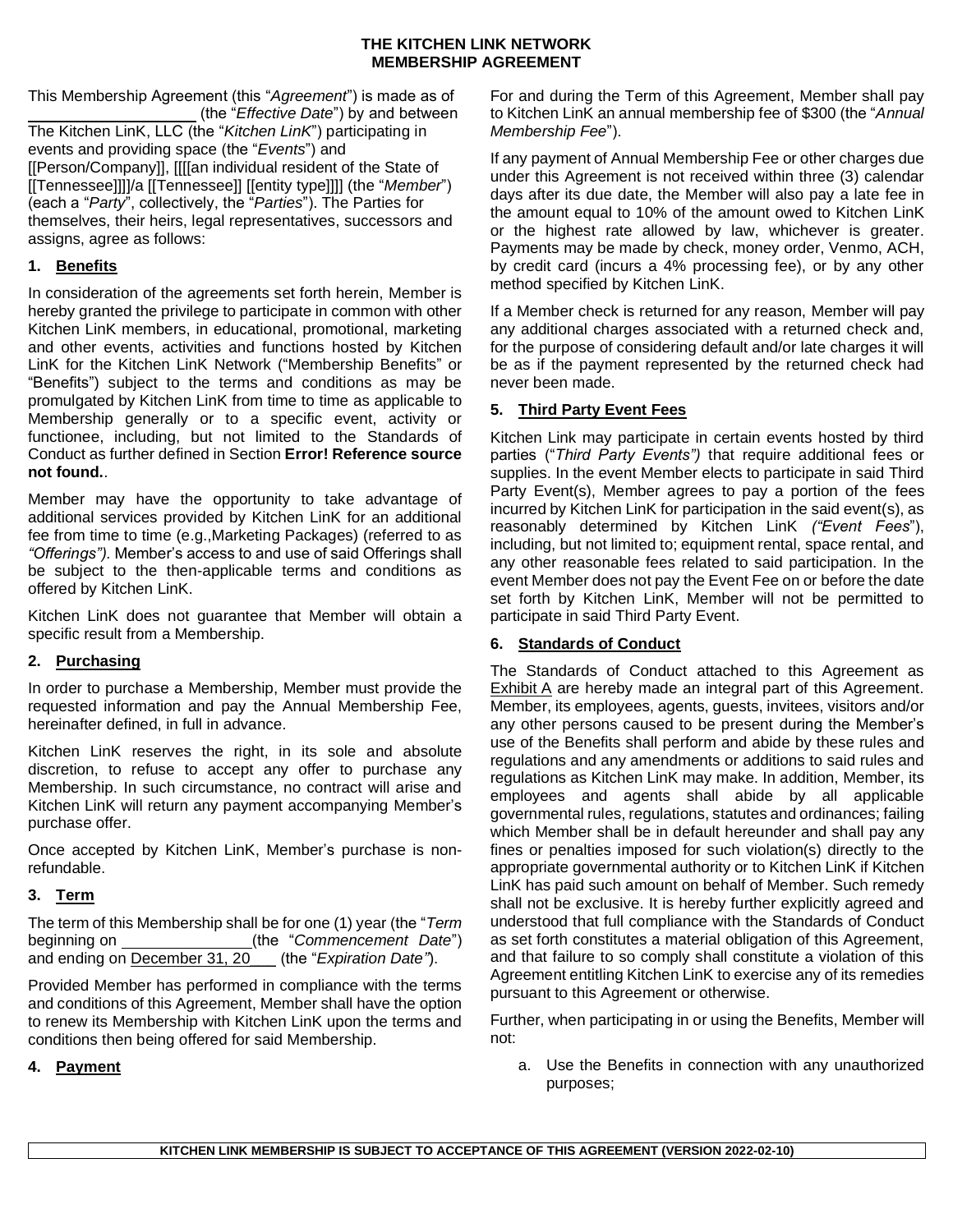# THE KITCHEN LINK NETWORK
# MEMBERSHIP AGREEMENT

This Membership Agreement (this "*Agreement*") is made as of ____________________ (the "*Effective Date*") by and between The Kitchen LinK, LLC (the "*Kitchen LinK*") participating in events and providing space (the "*Events*") and [[Person/Company]], [[[[an individual resident of the State of [[Tennessee]]]]/a [[Tennessee]] [[entity type]]]] (the "*Member*") (each a "*Party*", collectively, the "*Parties*"). The Parties for themselves, their heirs, legal representatives, successors and assigns, agree as follows:

## 1. Benefits

In consideration of the agreements set forth herein, Member is hereby granted the privilege to participate in common with other Kitchen LinK members, in educational, promotional, marketing and other events, activities and functions hosted by Kitchen LinK for the Kitchen LinK Network ("Membership Benefits" or "Benefits") subject to the terms and conditions as may be promulgated by Kitchen LinK from time to time as applicable to Membership generally or to a specific event, activity or functionee, including, but not limited to the Standards of Conduct as further defined in Section **Error! Reference source not found.**.

Member may have the opportunity to take advantage of additional services provided by Kitchen LinK for an additional fee from time to time (e.g.,Marketing Packages) (referred to as *"Offerings").* Member's access to and use of said Offerings shall be subject to the then-applicable terms and conditions as offered by Kitchen LinK.

Kitchen LinK does not guarantee that Member will obtain a specific result from a Membership.

## 2. Purchasing

In order to purchase a Membership, Member must provide the requested information and pay the Annual Membership Fee, hereinafter defined, in full in advance.

Kitchen LinK reserves the right, in its sole and absolute discretion, to refuse to accept any offer to purchase any Membership. In such circumstance, no contract will arise and Kitchen LinK will return any payment accompanying Member's purchase offer.

Once accepted by Kitchen LinK, Member's purchase is non-refundable.

## 3. Term

The term of this Membership shall be for one (1) year (the "*Term* beginning on ________________(the "*Commencement Date*") and ending on December 31, 20___ (the "*Expiration Date"*).

Provided Member has performed in compliance with the terms and conditions of this Agreement, Member shall have the option to renew its Membership with Kitchen LinK upon the terms and conditions then being offered for said Membership.

## 4. Payment

For and during the Term of this Agreement, Member shall pay to Kitchen LinK an annual membership fee of $300 (the "*Annual Membership Fee*").

If any payment of Annual Membership Fee or other charges due under this Agreement is not received within three (3) calendar days after its due date, the Member will also pay a late fee in the amount equal to 10% of the amount owed to Kitchen LinK or the highest rate allowed by law, whichever is greater. Payments may be made by check, money order, Venmo, ACH, by credit card (incurs a 4% processing fee), or by any other method specified by Kitchen LinK.

If a Member check is returned for any reason, Member will pay any additional charges associated with a returned check and, for the purpose of considering default and/or late charges it will be as if the payment represented by the returned check had never been made.

## 5. Third Party Event Fees

Kitchen Link may participate in certain events hosted by third parties ("*Third Party Events")* that require additional fees or supplies. In the event Member elects to participate in said Third Party Event(s), Member agrees to pay a portion of the fees incurred by Kitchen LinK for participation in the said event(s), as reasonably determined by Kitchen LinK *("Event Fees*"), including, but not limited to; equipment rental, space rental, and any other reasonable fees related to said participation. In the event Member does not pay the Event Fee on or before the date set forth by Kitchen LinK, Member will not be permitted to participate in said Third Party Event.

## 6. Standards of Conduct

The Standards of Conduct attached to this Agreement as Exhibit A are hereby made an integral part of this Agreement. Member, its employees, agents, guests, invitees, visitors and/or any other persons caused to be present during the Member's use of the Benefits shall perform and abide by these rules and regulations and any amendments or additions to said rules and regulations as Kitchen LinK may make. In addition, Member, its employees and agents shall abide by all applicable governmental rules, regulations, statutes and ordinances; failing which Member shall be in default hereunder and shall pay any fines or penalties imposed for such violation(s) directly to the appropriate governmental authority or to Kitchen LinK if Kitchen LinK has paid such amount on behalf of Member. Such remedy shall not be exclusive. It is hereby further explicitly agreed and understood that full compliance with the Standards of Conduct as set forth constitutes a material obligation of this Agreement, and that failure to so comply shall constitute a violation of this Agreement entitling Kitchen LinK to exercise any of its remedies pursuant to this Agreement or otherwise.

Further, when participating in or using the Benefits, Member will not:

a. Use the Benefits in connection with any unauthorized purposes;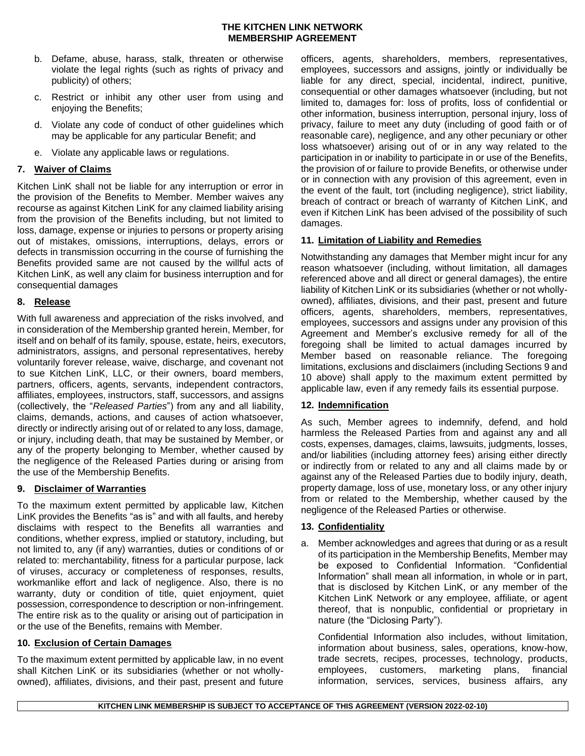b. Defame, abuse, harass, stalk, threaten or otherwise violate the legal rights (such as rights of privacy and publicity) of others;

c. Restrict or inhibit any other user from using and enjoying the Benefits;

d. Violate any code of conduct of other guidelines which may be applicable for any particular Benefit; and

e. Violate any applicable laws or regulations.

## 7. Waiver of Claims

Kitchen LinK shall not be liable for any interruption or error in the provision of the Benefits to Member. Member waives any recourse as against Kitchen LinK for any claimed liability arising from the provision of the Benefits including, but not limited to loss, damage, expense or injuries to persons or property arising out of mistakes, omissions, interruptions, delays, errors or defects in transmission occurring in the course of furnishing the Benefits provided same are not caused by the willful acts of Kitchen LinK, as well any claim for business interruption and for consequential damages

## 8. Release

With full awareness and appreciation of the risks involved, and in consideration of the Membership granted herein, Member, for itself and on behalf of its family, spouse, estate, heirs, executors, administrators, assigns, and personal representatives, hereby voluntarily forever release, waive, discharge, and covenant not to sue Kitchen LinK, LLC, or their owners, board members, partners, officers, agents, servants, independent contractors, affiliates, employees, instructors, staff, successors, and assigns (collectively, the "*Released Parties*") from any and all liability, claims, demands, actions, and causes of action whatsoever, directly or indirectly arising out of or related to any loss, damage, or injury, including death, that may be sustained by Member, or any of the property belonging to Member, whether caused by the negligence of the Released Parties during or arising from the use of the Membership Benefits.

## 9. Disclaimer of Warranties

To the maximum extent permitted by applicable law, Kitchen LinK provides the Benefits "as is" and with all faults, and hereby disclaims with respect to the Benefits all warranties and conditions, whether express, implied or statutory, including, but not limited to, any (if any) warranties, duties or conditions of or related to: merchantability, fitness for a particular purpose, lack of viruses, accuracy or completeness of responses, results, workmanlike effort and lack of negligence. Also, there is no warranty, duty or condition of title, quiet enjoyment, quiet possession, correspondence to description or non-infringement. The entire risk as to the quality or arising out of participation in or the use of the Benefits, remains with Member.

## 10. Exclusion of Certain Damages

To the maximum extent permitted by applicable law, in no event shall Kitchen LinK or its subsidiaries (whether or not wholly-owned), affiliates, divisions, and their past, present and future officers, agents, shareholders, members, representatives, employees, successors and assigns, jointly or individually be liable for any direct, special, incidental, indirect, punitive, consequential or other damages whatsoever (including, but not limited to, damages for: loss of profits, loss of confidential or other information, business interruption, personal injury, loss of privacy, failure to meet any duty (including of good faith or of reasonable care), negligence, and any other pecuniary or other loss whatsoever) arising out of or in any way related to the participation in or inability to participate in or use of the Benefits, the provision of or failure to provide Benefits, or otherwise under or in connection with any provision of this agreement, even in the event of the fault, tort (including negligence), strict liability, breach of contract or breach of warranty of Kitchen LinK, and even if Kitchen LinK has been advised of the possibility of such damages.

## 11. Limitation of Liability and Remedies

Notwithstanding any damages that Member might incur for any reason whatsoever (including, without limitation, all damages referenced above and all direct or general damages), the entire liability of Kitchen LinK or its subsidiaries (whether or not wholly-owned), affiliates, divisions, and their past, present and future officers, agents, shareholders, members, representatives, employees, successors and assigns under any provision of this Agreement and Member's exclusive remedy for all of the foregoing shall be limited to actual damages incurred by Member based on reasonable reliance. The foregoing limitations, exclusions and disclaimers (including Sections 9 and 10 above) shall apply to the maximum extent permitted by applicable law, even if any remedy fails its essential purpose.

## 12. Indemnification

As such, Member agrees to indemnify, defend, and hold harmless the Released Parties from and against any and all costs, expenses, damages, claims, lawsuits, judgments, losses, and/or liabilities (including attorney fees) arising either directly or indirectly from or related to any and all claims made by or against any of the Released Parties due to bodily injury, death, property damage, loss of use, monetary loss, or any other injury from or related to the Membership, whether caused by the negligence of the Released Parties or otherwise.

## 13. Confidentiality

a. Member acknowledges and agrees that during or as a result of its participation in the Membership Benefits, Member may be exposed to Confidential Information. "Confidential Information" shall mean all information, in whole or in part, that is disclosed by Kitchen LinK, or any member of the Kitchen LinK Network or any employee, affiliate, or agent thereof, that is nonpublic, confidential or proprietary in nature (the "Diclosing Party").

   Confidential Information also includes, without limitation, information about business, sales, operations, know-how, trade secrets, recipes, processes, technology, products, employees, customers, marketing plans, financial information, services, services, business affairs, any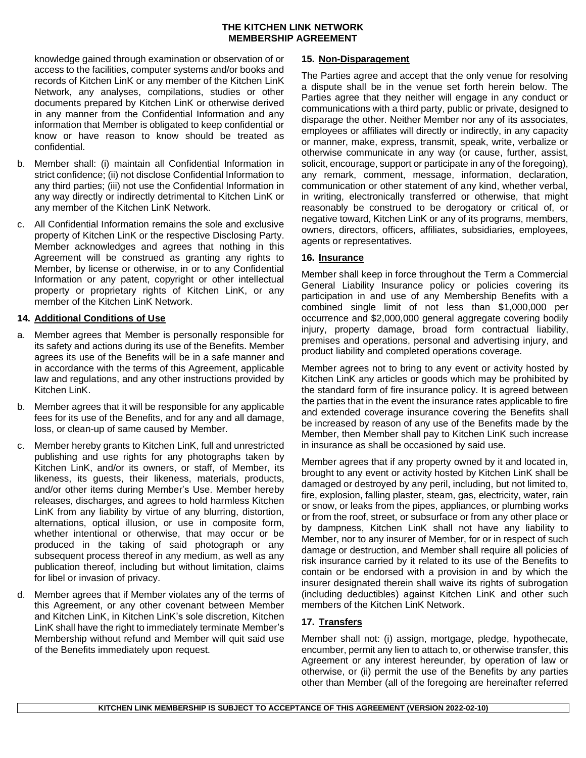knowledge gained through examination or observation of or access to the facilities, computer systems and/or books and records of Kitchen LinK or any member of the Kitchen LinK Network, any analyses, compilations, studies or other documents prepared by Kitchen LinK or otherwise derived in any manner from the Confidential Information and any information that Member is obligated to keep confidential or know or have reason to know should be treated as confidential.

b. Member shall: (i) maintain all Confidential Information in strict confidence; (ii) not disclose Confidential Information to any third parties; (iii) not use the Confidential Information in any way directly or indirectly detrimental to Kitchen LinK or any member of the Kitchen LinK Network.

c. All Confidential Information remains the sole and exclusive property of Kitchen LinK or the respective Disclosing Party. Member acknowledges and agrees that nothing in this Agreement will be construed as granting any rights to Member, by license or otherwise, in or to any Confidential Information or any patent, copyright or other intellectual property or proprietary rights of Kitchen LinK, or any member of the Kitchen LinK Network.

## 14. Additional Conditions of Use

a. Member agrees that Member is personally responsible for its safety and actions during its use of the Benefits. Member agrees its use of the Benefits will be in a safe manner and in accordance with the terms of this Agreement, applicable law and regulations, and any other instructions provided by Kitchen LinK.

b. Member agrees that it will be responsible for any applicable fees for its use of the Benefits, and for any and all damage, loss, or clean-up of same caused by Member.

c. Member hereby grants to Kitchen LinK, full and unrestricted publishing and use rights for any photographs taken by Kitchen LinK, and/or its owners, or staff, of Member, its likeness, its guests, their likeness, materials, products, and/or other items during Member's Use. Member hereby releases, discharges, and agrees to hold harmless Kitchen LinK from any liability by virtue of any blurring, distortion, alternations, optical illusion, or use in composite form, whether intentional or otherwise, that may occur or be produced in the taking of said photograph or any subsequent process thereof in any medium, as well as any publication thereof, including but without limitation, claims for libel or invasion of privacy.

d. Member agrees that if Member violates any of the terms of this Agreement, or any other covenant between Member and Kitchen LinK, in Kitchen LinK's sole discretion, Kitchen LinK shall have the right to immediately terminate Member's Membership without refund and Member will quit said use of the Benefits immediately upon request.

## 15. Non-Disparagement

The Parties agree and accept that the only venue for resolving a dispute shall be in the venue set forth herein below. The Parties agree that they neither will engage in any conduct or communications with a third party, public or private, designed to disparage the other. Neither Member nor any of its associates, employees or affiliates will directly or indirectly, in any capacity or manner, make, express, transmit, speak, write, verbalize or otherwise communicate in any way (or cause, further, assist, solicit, encourage, support or participate in any of the foregoing), any remark, comment, message, information, declaration, communication or other statement of any kind, whether verbal, in writing, electronically transferred or otherwise, that might reasonably be construed to be derogatory or critical of, or negative toward, Kitchen LinK or any of its programs, members, owners, directors, officers, affiliates, subsidiaries, employees, agents or representatives.

## 16. Insurance

Member shall keep in force throughout the Term a Commercial General Liability Insurance policy or policies covering its participation in and use of any Membership Benefits with a combined single limit of not less than $1,000,000 per occurrence and $2,000,000 general aggregate covering bodily injury, property damage, broad form contractual liability, premises and operations, personal and advertising injury, and product liability and completed operations coverage.

Member agrees not to bring to any event or activity hosted by Kitchen LinK any articles or goods which may be prohibited by the standard form of fire insurance policy. It is agreed between the parties that in the event the insurance rates applicable to fire and extended coverage insurance covering the Benefits shall be increased by reason of any use of the Benefits made by the Member, then Member shall pay to Kitchen LinK such increase in insurance as shall be occasioned by said use.

Member agrees that if any property owned by it and located in, brought to any event or activity hosted by Kitchen LinK shall be damaged or destroyed by any peril, including, but not limited to, fire, explosion, falling plaster, steam, gas, electricity, water, rain or snow, or leaks from the pipes, appliances, or plumbing works or from the roof, street, or subsurface or from any other place or by dampness, Kitchen LinK shall not have any liability to Member, nor to any insurer of Member, for or in respect of such damage or destruction, and Member shall require all policies of risk insurance carried by it related to its use of the Benefits to contain or be endorsed with a provision in and by which the insurer designated therein shall waive its rights of subrogation (including deductibles) against Kitchen LinK and other such members of the Kitchen LinK Network.

## 17. Transfers

Member shall not: (i) assign, mortgage, pledge, hypothecate, encumber, permit any lien to attach to, or otherwise transfer, this Agreement or any interest hereunder, by operation of law or otherwise, or (ii) permit the use of the Benefits by any parties other than Member (all of the foregoing are hereinafter referred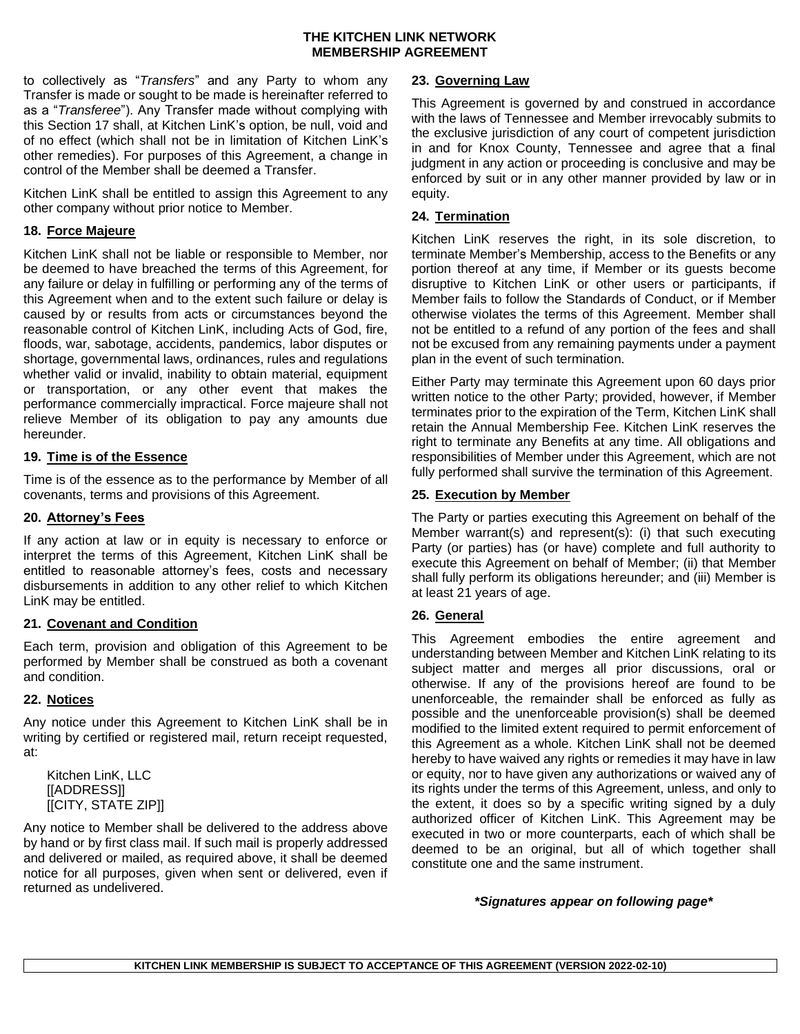to collectively as "*Transfers*" and any Party to whom any Transfer is made or sought to be made is hereinafter referred to as a "*Transferee*"). Any Transfer made without complying with this Section 17 shall, at Kitchen LinK's option, be null, void and of no effect (which shall not be in limitation of Kitchen LinK's other remedies). For purposes of this Agreement, a change in control of the Member shall be deemed a Transfer.

Kitchen LinK shall be entitled to assign this Agreement to any other company without prior notice to Member.

## 18. Force Majeure

Kitchen LinK shall not be liable or responsible to Member, nor be deemed to have breached the terms of this Agreement, for any failure or delay in fulfilling or performing any of the terms of this Agreement when and to the extent such failure or delay is caused by or results from acts or circumstances beyond the reasonable control of Kitchen LinK, including Acts of God, fire, floods, war, sabotage, accidents, pandemics, labor disputes or shortage, governmental laws, ordinances, rules and regulations whether valid or invalid, inability to obtain material, equipment or transportation, or any other event that makes the performance commercially impractical. Force majeure shall not relieve Member of its obligation to pay any amounts due hereunder.

## 19. Time is of the Essence

Time is of the essence as to the performance by Member of all covenants, terms and provisions of this Agreement.

## 20. Attorney's Fees

If any action at law or in equity is necessary to enforce or interpret the terms of this Agreement, Kitchen LinK shall be entitled to reasonable attorney's fees, costs and necessary disbursements in addition to any other relief to which Kitchen LinK may be entitled.

## 21. Covenant and Condition

Each term, provision and obligation of this Agreement to be performed by Member shall be construed as both a covenant and condition.

## 22. Notices

Any notice under this Agreement to Kitchen LinK shall be in writing by certified or registered mail, return receipt requested, at:

Kitchen LinK, LLC
[[ADDRESS]]
[[CITY, STATE ZIP]]

Any notice to Member shall be delivered to the address above by hand or by first class mail. If such mail is properly addressed and delivered or mailed, as required above, it shall be deemed notice for all purposes, given when sent or delivered, even if returned as undelivered.

## 23. Governing Law

This Agreement is governed by and construed in accordance with the laws of Tennessee and Member irrevocably submits to the exclusive jurisdiction of any court of competent jurisdiction in and for Knox County, Tennessee and agree that a final judgment in any action or proceeding is conclusive and may be enforced by suit or in any other manner provided by law or in equity.

## 24. Termination

Kitchen LinK reserves the right, in its sole discretion, to terminate Member's Membership, access to the Benefits or any portion thereof at any time, if Member or its guests become disruptive to Kitchen LinK or other users or participants, if Member fails to follow the Standards of Conduct, or if Member otherwise violates the terms of this Agreement. Member shall not be entitled to a refund of any portion of the fees and shall not be excused from any remaining payments under a payment plan in the event of such termination.

Either Party may terminate this Agreement upon 60 days prior written notice to the other Party; provided, however, if Member terminates prior to the expiration of the Term, Kitchen LinK shall retain the Annual Membership Fee. Kitchen LinK reserves the right to terminate any Benefits at any time. All obligations and responsibilities of Member under this Agreement, which are not fully performed shall survive the termination of this Agreement.

## 25. Execution by Member

The Party or parties executing this Agreement on behalf of the Member warrant(s) and represent(s): (i) that such executing Party (or parties) has (or have) complete and full authority to execute this Agreement on behalf of Member; (ii) that Member shall fully perform its obligations hereunder; and (iii) Member is at least 21 years of age.

## 26. General

This Agreement embodies the entire agreement and understanding between Member and Kitchen LinK relating to its subject matter and merges all prior discussions, oral or otherwise. If any of the provisions hereof are found to be unenforceable, the remainder shall be enforced as fully as possible and the unenforceable provision(s) shall be deemed modified to the limited extent required to permit enforcement of this Agreement as a whole. Kitchen LinK shall not be deemed hereby to have waived any rights or remedies it may have in law or equity, nor to have given any authorizations or waived any of its rights under the terms of this Agreement, unless, and only to the extent, it does so by a specific writing signed by a duly authorized officer of Kitchen LinK. This Agreement may be executed in two or more counterparts, each of which shall be deemed to be an original, but all of which together shall constitute one and the same instrument.

***Signatures appear on following page***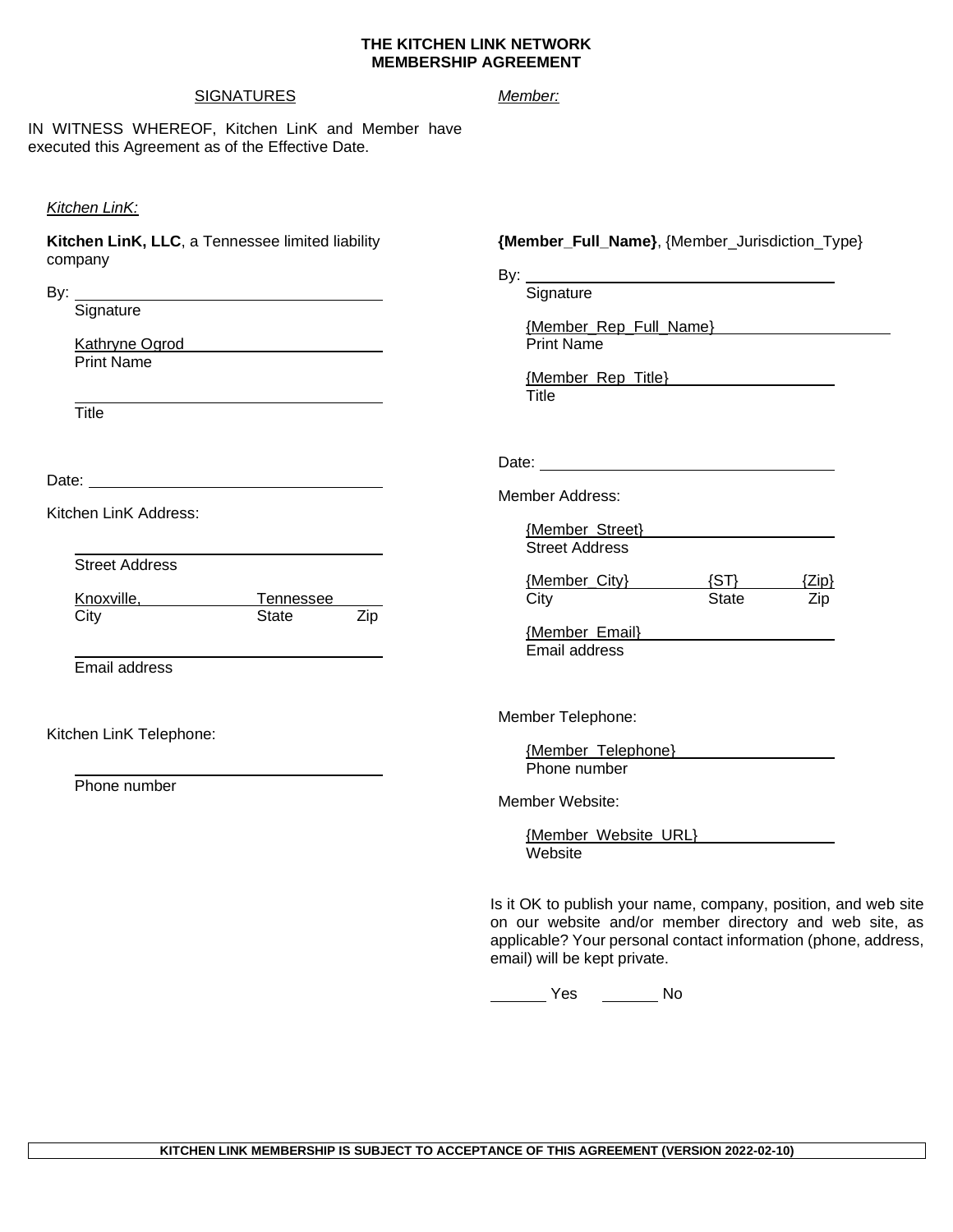# THE KITCHEN LINK NETWORK
# MEMBERSHIP AGREEMENT

SIGNATURES

IN WITNESS WHEREOF, Kitchen LinK and Member have executed this Agreement as of the Effective Date.

*Kitchen LinK:*

**Kitchen LinK, LLC**, a Tennessee limited liability company

By: ____________________________________
Signature

Kathryne Ogrod
Print Name

____________________________________
Title

Date: ____________________________________

Kitchen LinK Address:

____________________________________
Street Address

Knoxville, Tennessee
City State Zip

____________________________________
Email address

Kitchen LinK Telephone:

____________________________________
Phone number

*Member:*

**{Member_Full_Name}**, {Member_Jurisdiction_Type}

By: ____________________________________
Signature

{Member_Rep_Full_Name}
Print Name

{Member_Rep_Title}
Title

Date: ____________________________________

Member Address:

{Member_Street}
Street Address

{Member_City} {ST} {Zip}
City State Zip

{Member_Email}
Email address

Member Telephone:

{Member_Telephone}
Phone number

Member Website:

{Member_Website_URL}
Website

Is it OK to publish your name, company, position, and web site on our website and/or member directory and web site, as applicable? Your personal contact information (phone, address, email) will be kept private.

_______ Yes _______ No

**KITCHEN LINK MEMBERSHIP IS SUBJECT TO ACCEPTANCE OF THIS AGREEMENT (VERSION 2022-02-10)**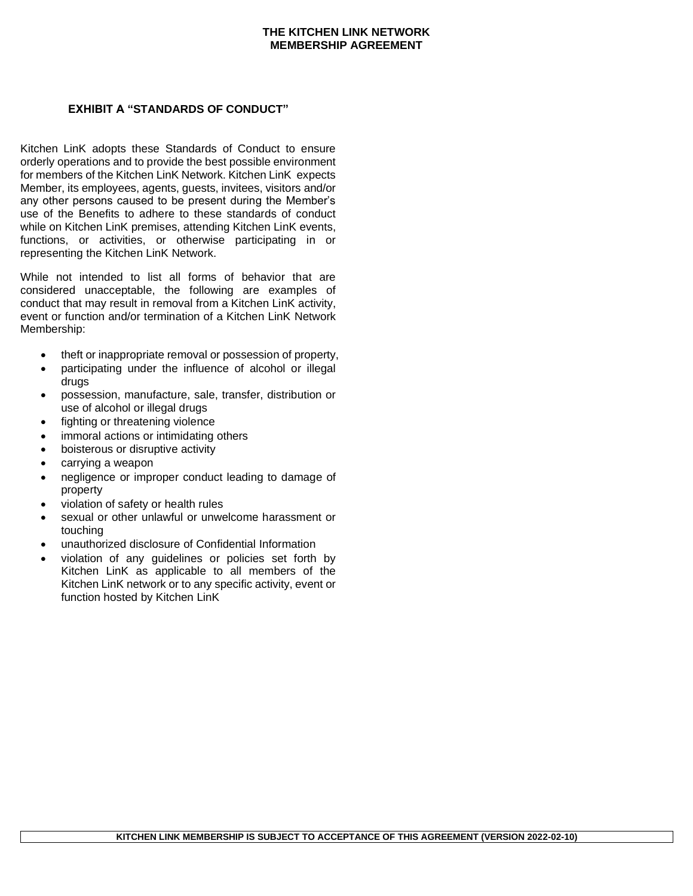## EXHIBIT A "STANDARDS OF CONDUCT"

Kitchen LinK adopts these Standards of Conduct to ensure orderly operations and to provide the best possible environment for members of the Kitchen LinK Network. Kitchen LinK expects Member, its employees, agents, guests, invitees, visitors and/or any other persons caused to be present during the Member's use of the Benefits to adhere to these standards of conduct while on Kitchen LinK premises, attending Kitchen LinK events, functions, or activities, or otherwise participating in or representing the Kitchen LinK Network.

While not intended to list all forms of behavior that are considered unacceptable, the following are examples of conduct that may result in removal from a Kitchen LinK activity, event or function and/or termination of a Kitchen LinK Network Membership:

- theft or inappropriate removal or possession of property,
- participating under the influence of alcohol or illegal drugs
- possession, manufacture, sale, transfer, distribution or use of alcohol or illegal drugs
- fighting or threatening violence
- immoral actions or intimidating others
- boisterous or disruptive activity
- carrying a weapon
- negligence or improper conduct leading to damage of property
- violation of safety or health rules
- sexual or other unlawful or unwelcome harassment or touching
- unauthorized disclosure of Confidential Information
- violation of any guidelines or policies set forth by Kitchen LinK as applicable to all members of the Kitchen LinK network or to any specific activity, event or function hosted by Kitchen LinK